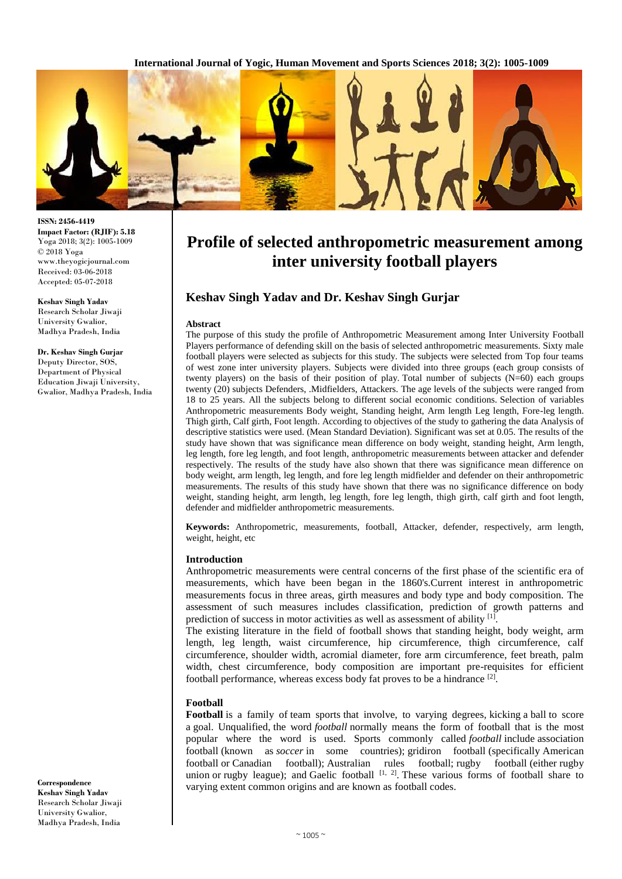# Profile of selected anthropometric measurement among inter university football players

## Keshav Singh Yadav and Dr. Keshav Singh Gurjar

ISSN: 2456-4419
Impact Factor: (RJIF): 5.18
Yoga 2018; 3(2): 1005-1009
© 2018 Yoga
www.theyogicjournal.com
Received: 03-06-2018
Accepted: 05-07-2018

**Keshav Singh Yadav**
Research Scholar Jiwaji University Gwalior, Madhya Pradesh, India

**Dr. Keshav Singh Gurjar**
Deputy Director, SOS, Department of Physical Education Jiwaji University, Gwalior, Madhya Pradesh, India

**Correspondence**
**Keshav Singh Yadav**
Research Scholar Jiwaji University Gwalior, Madhya Pradesh, India

### Abstract

The purpose of this study the profile of Anthropometric Measurement among Inter University Football Players performance of defending skill on the basis of selected anthropometric measurements. Sixty male football players were selected as subjects for this study. The subjects were selected from Top four teams of west zone inter university players. Subjects were divided into three groups (each group consists of twenty players) on the basis of their position of play. Total number of subjects (N=60) each groups twenty (20) subjects Defenders, .Midfielders, Attackers. The age levels of the subjects were ranged from 18 to 25 years. All the subjects belong to different social economic conditions. Selection of variables Anthropometric measurements Body weight, Standing height, Arm length Leg length, Fore-leg length. Thigh girth, Calf girth, Foot length. According to objectives of the study to gathering the data Analysis of descriptive statistics were used. (Mean Standard Deviation). Significant was set at 0.05. The results of the study have shown that was significance mean difference on body weight, standing height, Arm length, leg length, fore leg length, and foot length, anthropometric measurements between attacker and defender respectively. The results of the study have also shown that there was significance mean difference on body weight, arm length, leg length, and fore leg length midfielder and defender on their anthropometric measurements. The results of this study have shown that there was no significance difference on body weight, standing height, arm length, leg length, fore leg length, thigh girth, calf girth and foot length, defender and midfielder anthropometric measurements.

**Keywords:** Anthropometric, measurements, football, Attacker, defender, respectively, arm length, weight, height, etc

### Introduction

Anthropometric measurements were central concerns of the first phase of the scientific era of measurements, which have been began in the 1860's.Current interest in anthropometric measurements focus in three areas, girth measures and body type and body composition. The assessment of such measures includes classification, prediction of growth patterns and prediction of success in motor activities as well as assessment of ability [1].

The existing literature in the field of football shows that standing height, body weight, arm length, leg length, waist circumference, hip circumference, thigh circumference, calf circumference, shoulder width, acromial diameter, fore arm circumference, feet breath, palm width, chest circumference, body composition are important pre-requisites for efficient football performance, whereas excess body fat proves to be a hindrance [2].

### Football

**Football** is a family of team sports that involve, to varying degrees, kicking a ball to score a goal. Unqualified, the word *football* normally means the form of football that is the most popular where the word is used. Sports commonly called *football* include association football (known as *soccer* in some countries); gridiron football (specifically American football or Canadian football); Australian rules football; rugby football (either rugby union or rugby league); and Gaelic football [1, 2]. These various forms of football share to varying extent common origins and are known as football codes.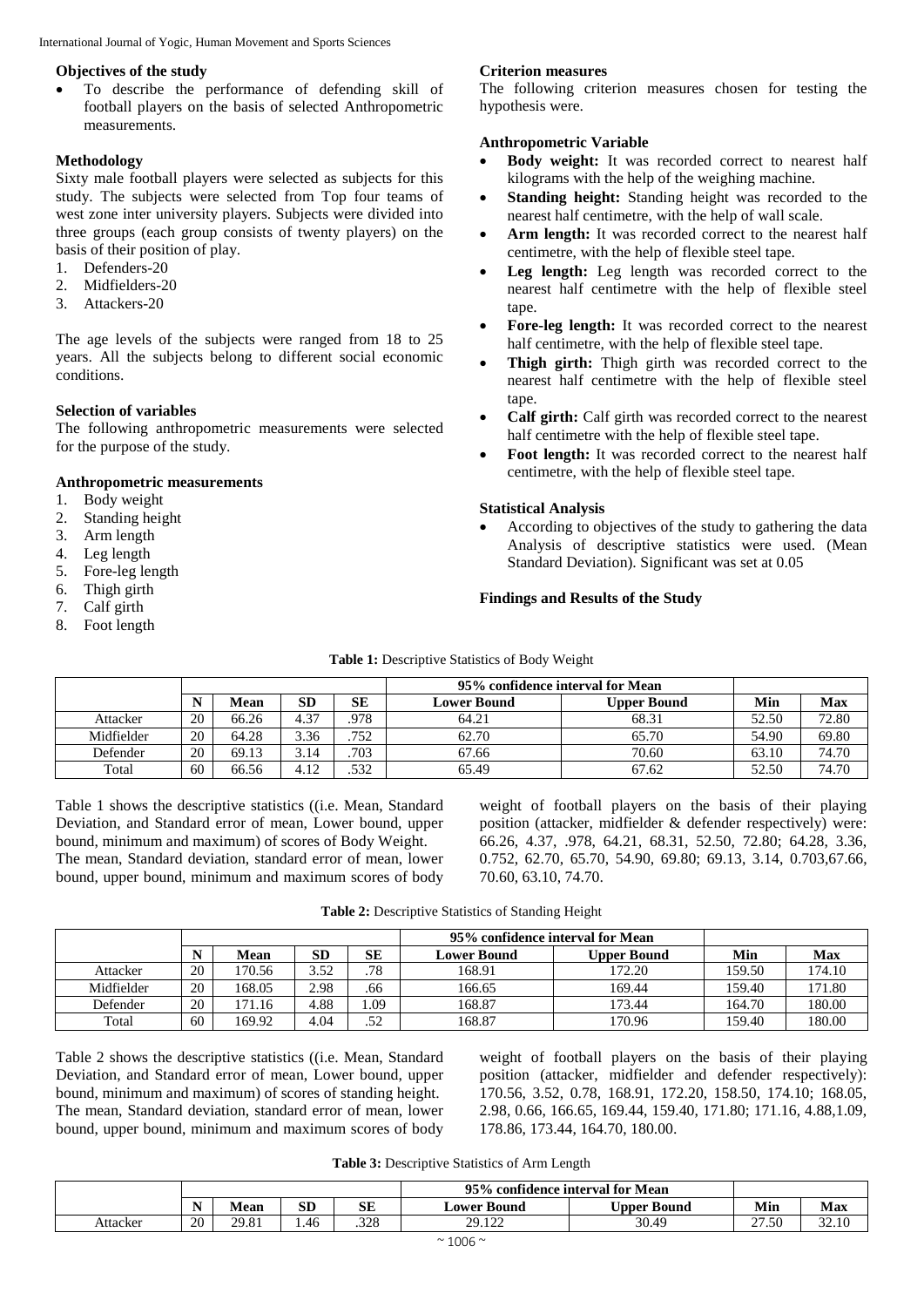### Objectives of the study

- To describe the performance of defending skill of football players on the basis of selected Anthropometric measurements.

### Methodology

Sixty male football players were selected as subjects for this study. The subjects were selected from Top four teams of west zone inter university players. Subjects were divided into three groups (each group consists of twenty players) on the basis of their position of play.

1. Defenders-20
2. Midfielders-20
3. Attackers-20

The age levels of the subjects were ranged from 18 to 25 years. All the subjects belong to different social economic conditions.

### Selection of variables

The following anthropometric measurements were selected for the purpose of the study.

### Anthropometric measurements

1. Body weight
2. Standing height
3. Arm length
4. Leg length
5. Fore-leg length
6. Thigh girth
7. Calf girth
8. Foot length

### Criterion measures

The following criterion measures chosen for testing the hypothesis were.

### Anthropometric Variable

- **Body weight:** It was recorded correct to nearest half kilograms with the help of the weighing machine.
- **Standing height:** Standing height was recorded to the nearest half centimetre, with the help of wall scale.
- **Arm length:** It was recorded correct to the nearest half centimetre, with the help of flexible steel tape.
- **Leg length:** Leg length was recorded correct to the nearest half centimetre with the help of flexible steel tape.
- **Fore-leg length:** It was recorded correct to the nearest half centimetre, with the help of flexible steel tape.
- **Thigh girth:** Thigh girth was recorded correct to the nearest half centimetre with the help of flexible steel tape.
- **Calf girth:** Calf girth was recorded correct to the nearest half centimetre with the help of flexible steel tape.
- **Foot length:** It was recorded correct to the nearest half centimetre, with the help of flexible steel tape.

### Statistical Analysis

- According to objectives of the study to gathering the data Analysis of descriptive statistics were used. (Mean Standard Deviation). Significant was set at 0.05

### Findings and Results of the Study

**Table 1:** Descriptive Statistics of Body Weight

| | | | | | 95% confidence interval for Mean | | | |
|---|---|---|---|---|---|---|---|---|
| | **N** | **Mean** | **SD** | **SE** | **Lower Bound** | **Upper Bound** | **Min** | **Max** |
| Attacker | 20 | 66.26 | 4.37 | .978 | 64.21 | 68.31 | 52.50 | 72.80 |
| Midfielder | 20 | 64.28 | 3.36 | .752 | 62.70 | 65.70 | 54.90 | 69.80 |
| Defender | 20 | 69.13 | 3.14 | .703 | 67.66 | 70.60 | 63.10 | 74.70 |
| Total | 60 | 66.56 | 4.12 | .532 | 65.49 | 67.62 | 52.50 | 74.70 |

Table 1 shows the descriptive statistics ((i.e. Mean, Standard Deviation, and Standard error of mean, Lower bound, upper bound, minimum and maximum) of scores of Body Weight.
The mean, Standard deviation, standard error of mean, lower bound, upper bound, minimum and maximum scores of body weight of football players on the basis of their playing position (attacker, midfielder & defender respectively) were: 66.26, 4.37, .978, 64.21, 68.31, 52.50, 72.80; 64.28, 3.36, 0.752, 62.70, 65.70, 54.90, 69.80; 69.13, 3.14, 0.703,67.66, 70.60, 63.10, 74.70.

**Table 2:** Descriptive Statistics of Standing Height

| | | | | | 95% confidence interval for Mean | | | |
|---|---|---|---|---|---|---|---|---|
| | **N** | **Mean** | **SD** | **SE** | **Lower Bound** | **Upper Bound** | **Min** | **Max** |
| Attacker | 20 | 170.56 | 3.52 | .78 | 168.91 | 172.20 | 159.50 | 174.10 |
| Midfielder | 20 | 168.05 | 2.98 | .66 | 166.65 | 169.44 | 159.40 | 171.80 |
| Defender | 20 | 171.16 | 4.88 | 1.09 | 168.87 | 173.44 | 164.70 | 180.00 |
| Total | 60 | 169.92 | 4.04 | .52 | 168.87 | 170.96 | 159.40 | 180.00 |

Table 2 shows the descriptive statistics ((i.e. Mean, Standard Deviation, and Standard error of mean, Lower bound, upper bound, minimum and maximum) of scores of standing height.
The mean, Standard deviation, standard error of mean, lower bound, upper bound, minimum and maximum scores of body weight of football players on the basis of their playing position (attacker, midfielder and defender respectively): 170.56, 3.52, 0.78, 168.91, 172.20, 158.50, 174.10; 168.05, 2.98, 0.66, 166.65, 169.44, 159.40, 171.80; 171.16, 4.88,1.09, 178.86, 173.44, 164.70, 180.00.

**Table 3:** Descriptive Statistics of Arm Length

| | | | | | 95% confidence interval for Mean | | | |
|---|---|---|---|---|---|---|---|---|
| | **N** | **Mean** | **SD** | **SE** | **Lower Bound** | **Upper Bound** | **Min** | **Max** |
| Attacker | 20 | 29.81 | 1.46 | .328 | 29.122 | 30.49 | 27.50 | 32.10 |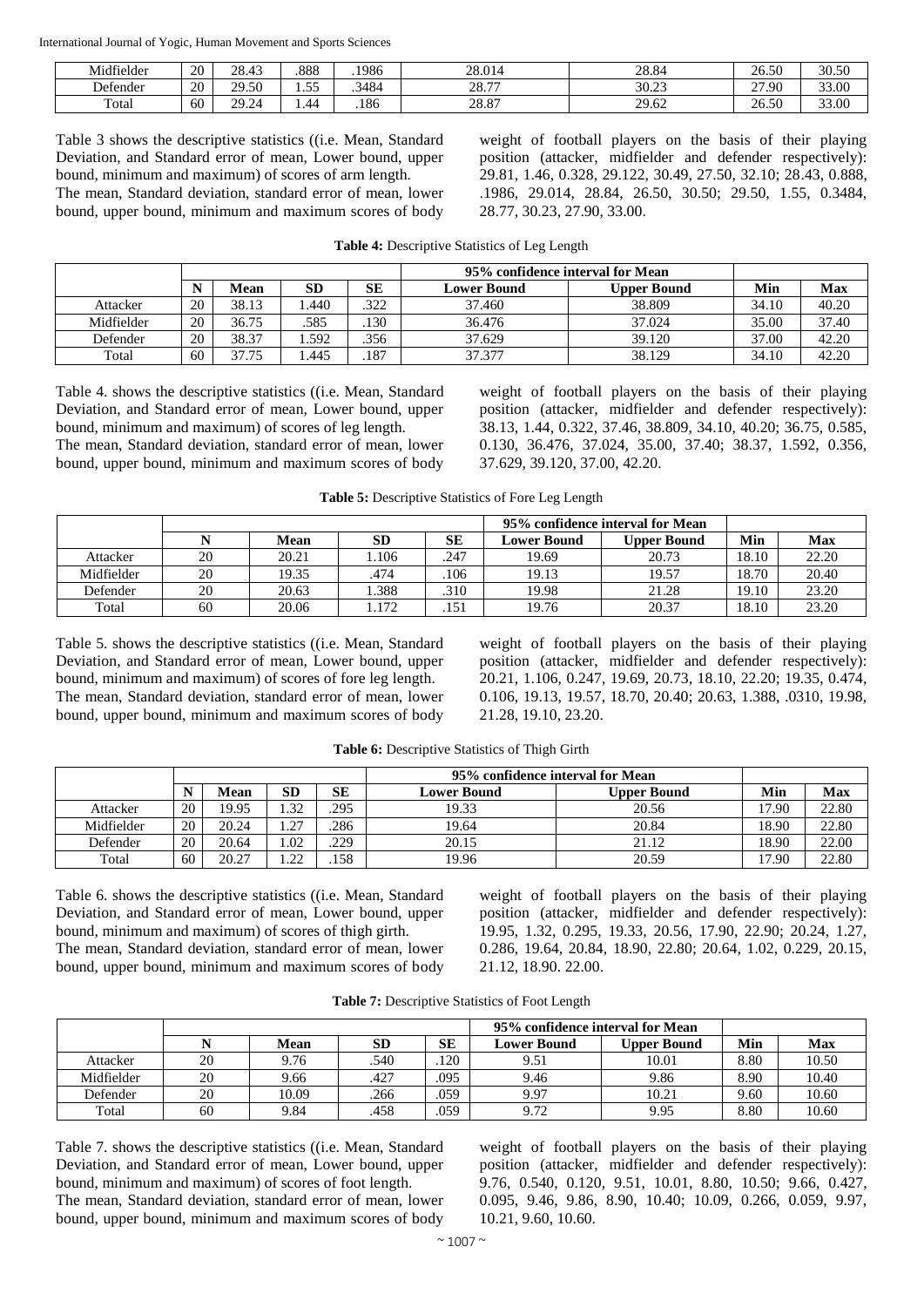| Midfielder | 20 | 28.43 | .888 | .1986 | 28.014 | 28.84 | 26.50 | 30.50 |
|---|---|---|---|---|---|---|---|---|
| Defender | 20 | 29.50 | 1.55 | .3484 | 28.77 | 30.23 | 27.90 | 33.00 |
| Total | 60 | 29.24 | 1.44 | .186 | 28.87 | 29.62 | 26.50 | 33.00 |

Table 3 shows the descriptive statistics ((i.e. Mean, Standard Deviation, and Standard error of mean, Lower bound, upper bound, minimum and maximum) of scores of arm length.

The mean, Standard deviation, standard error of mean, lower bound, upper bound, minimum and maximum scores of body weight of football players on the basis of their playing position (attacker, midfielder and defender respectively): 29.81, 1.46, 0.328, 29.122, 30.49, 27.50, 32.10; 28.43, 0.888, .1986, 29.014, 28.84, 26.50, 30.50; 29.50, 1.55, 0.3484, 28.77, 30.23, 27.90, 33.00.

**Table 4:** Descriptive Statistics of Leg Length

| | | | | | 95% confidence interval for Mean | | | |
|---|---|---|---|---|---|---|---|---|
| | **N** | **Mean** | **SD** | **SE** | **Lower Bound** | **Upper Bound** | **Min** | **Max** |
| Attacker | 20 | 38.13 | 1.440 | .322 | 37.460 | 38.809 | 34.10 | 40.20 |
| Midfielder | 20 | 36.75 | .585 | .130 | 36.476 | 37.024 | 35.00 | 37.40 |
| Defender | 20 | 38.37 | 1.592 | .356 | 37.629 | 39.120 | 37.00 | 42.20 |
| Total | 60 | 37.75 | 1.445 | .187 | 37.377 | 38.129 | 34.10 | 42.20 |

Table 4. shows the descriptive statistics ((i.e. Mean, Standard Deviation, and Standard error of mean, Lower bound, upper bound, minimum and maximum) of scores of leg length.

The mean, Standard deviation, standard error of mean, lower bound, upper bound, minimum and maximum scores of body weight of football players on the basis of their playing position (attacker, midfielder and defender respectively): 38.13, 1.44, 0.322, 37.46, 38.809, 34.10, 40.20; 36.75, 0.585, 0.130, 36.476, 37.024, 35.00, 37.40; 38.37, 1.592, 0.356, 37.629, 39.120, 37.00, 42.20.

**Table 5:** Descriptive Statistics of Fore Leg Length

| | | | | | 95% confidence interval for Mean | | | |
|---|---|---|---|---|---|---|---|---|
| | **N** | **Mean** | **SD** | **SE** | **Lower Bound** | **Upper Bound** | **Min** | **Max** |
| Attacker | 20 | 20.21 | 1.106 | .247 | 19.69 | 20.73 | 18.10 | 22.20 |
| Midfielder | 20 | 19.35 | .474 | .106 | 19.13 | 19.57 | 18.70 | 20.40 |
| Defender | 20 | 20.63 | 1.388 | .310 | 19.98 | 21.28 | 19.10 | 23.20 |
| Total | 60 | 20.06 | 1.172 | .151 | 19.76 | 20.37 | 18.10 | 23.20 |

Table 5. shows the descriptive statistics ((i.e. Mean, Standard Deviation, and Standard error of mean, Lower bound, upper bound, minimum and maximum) of scores of fore leg length.

The mean, Standard deviation, standard error of mean, lower bound, upper bound, minimum and maximum scores of body weight of football players on the basis of their playing position (attacker, midfielder and defender respectively): 20.21, 1.106, 0.247, 19.69, 20.73, 18.10, 22.20; 19.35, 0.474, 0.106, 19.13, 19.57, 18.70, 20.40; 20.63, 1.388, .0310, 19.98, 21.28, 19.10, 23.20.

**Table 6:** Descriptive Statistics of Thigh Girth

| | | | | | 95% confidence interval for Mean | | | |
|---|---|---|---|---|---|---|---|---|
| | **N** | **Mean** | **SD** | **SE** | **Lower Bound** | **Upper Bound** | **Min** | **Max** |
| Attacker | 20 | 19.95 | 1.32 | .295 | 19.33 | 20.56 | 17.90 | 22.80 |
| Midfielder | 20 | 20.24 | 1.27 | .286 | 19.64 | 20.84 | 18.90 | 22.80 |
| Defender | 20 | 20.64 | 1.02 | .229 | 20.15 | 21.12 | 18.90 | 22.00 |
| Total | 60 | 20.27 | 1.22 | .158 | 19.96 | 20.59 | 17.90 | 22.80 |

Table 6. shows the descriptive statistics ((i.e. Mean, Standard Deviation, and Standard error of mean, Lower bound, upper bound, minimum and maximum) of scores of thigh girth.

The mean, Standard deviation, standard error of mean, lower bound, upper bound, minimum and maximum scores of body weight of football players on the basis of their playing position (attacker, midfielder and defender respectively): 19.95, 1.32, 0.295, 19.33, 20.56, 17.90, 22.90; 20.24, 1.27, 0.286, 19.64, 20.84, 18.90, 22.80; 20.64, 1.02, 0.229, 20.15, 21.12, 18.90. 22.00.

**Table 7:** Descriptive Statistics of Foot Length

| | | | | | 95% confidence interval for Mean | | | |
|---|---|---|---|---|---|---|---|---|
| | **N** | **Mean** | **SD** | **SE** | **Lower Bound** | **Upper Bound** | **Min** | **Max** |
| Attacker | 20 | 9.76 | .540 | .120 | 9.51 | 10.01 | 8.80 | 10.50 |
| Midfielder | 20 | 9.66 | .427 | .095 | 9.46 | 9.86 | 8.90 | 10.40 |
| Defender | 20 | 10.09 | .266 | .059 | 9.97 | 10.21 | 9.60 | 10.60 |
| Total | 60 | 9.84 | .458 | .059 | 9.72 | 9.95 | 8.80 | 10.60 |

Table 7. shows the descriptive statistics ((i.e. Mean, Standard Deviation, and Standard error of mean, Lower bound, upper bound, minimum and maximum) of scores of foot length.

The mean, Standard deviation, standard error of mean, lower bound, upper bound, minimum and maximum scores of body weight of football players on the basis of their playing position (attacker, midfielder and defender respectively): 9.76, 0.540, 0.120, 9.51, 10.01, 8.80, 10.50; 9.66, 0.427, 0.095, 9.46, 9.86, 8.90, 10.40; 10.09, 0.266, 0.059, 9.97, 10.21, 9.60, 10.60.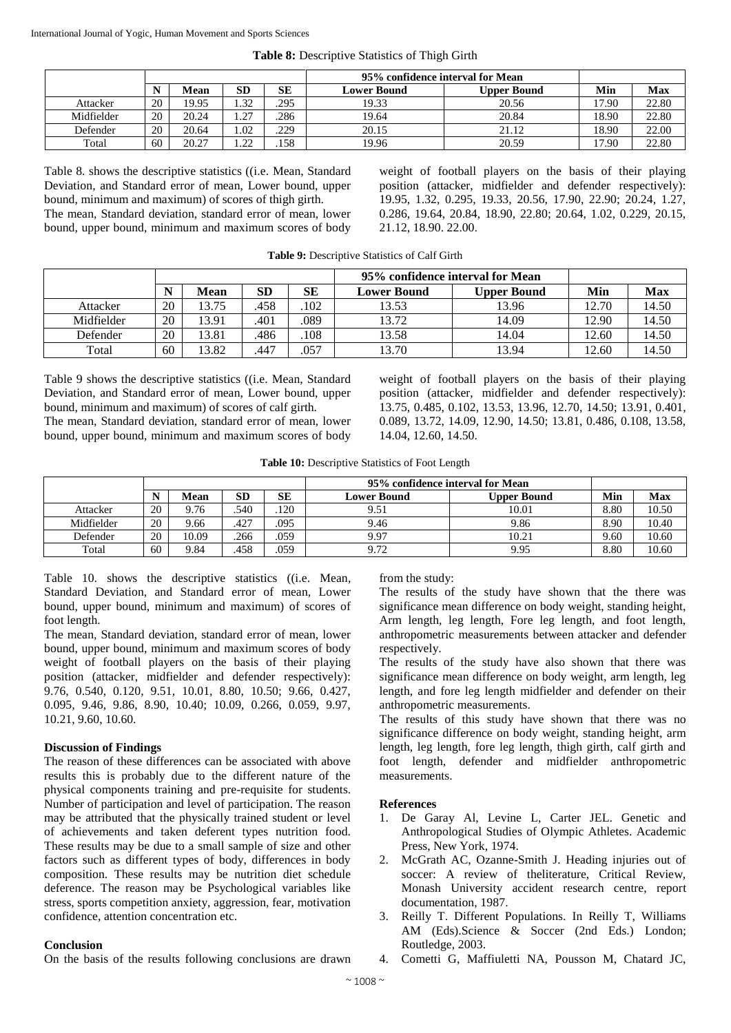**Table 8:** Descriptive Statistics of Thigh Girth

| | N | Mean | SD | SE | 95% confidence interval for Mean | | Min | Max |
|---|---|---|---|---|---|---|---|---|
| | | | | | Lower Bound | Upper Bound | | |
| Attacker | 20 | 19.95 | 1.32 | .295 | 19.33 | 20.56 | 17.90 | 22.80 |
| Midfielder | 20 | 20.24 | 1.27 | .286 | 19.64 | 20.84 | 18.90 | 22.80 |
| Defender | 20 | 20.64 | 1.02 | .229 | 20.15 | 21.12 | 18.90 | 22.00 |
| Total | 60 | 20.27 | 1.22 | .158 | 19.96 | 20.59 | 17.90 | 22.80 |

Table 8. shows the descriptive statistics ((i.e. Mean, Standard Deviation, and Standard error of mean, Lower bound, upper bound, minimum and maximum) of scores of thigh girth.

The mean, Standard deviation, standard error of mean, lower bound, upper bound, minimum and maximum scores of body weight of football players on the basis of their playing position (attacker, midfielder and defender respectively): 19.95, 1.32, 0.295, 19.33, 20.56, 17.90, 22.90; 20.24, 1.27, 0.286, 19.64, 20.84, 18.90, 22.80; 20.64, 1.02, 0.229, 20.15, 21.12, 18.90. 22.00.

**Table 9:** Descriptive Statistics of Calf Girth

| | N | Mean | SD | SE | 95% confidence interval for Mean | | Min | Max |
|---|---|---|---|---|---|---|---|---|
| | | | | | Lower Bound | Upper Bound | | |
| Attacker | 20 | 13.75 | .458 | .102 | 13.53 | 13.96 | 12.70 | 14.50 |
| Midfielder | 20 | 13.91 | .401 | .089 | 13.72 | 14.09 | 12.90 | 14.50 |
| Defender | 20 | 13.81 | .486 | .108 | 13.58 | 14.04 | 12.60 | 14.50 |
| Total | 60 | 13.82 | .447 | .057 | 13.70 | 13.94 | 12.60 | 14.50 |

Table 9 shows the descriptive statistics ((i.e. Mean, Standard Deviation, and Standard error of mean, Lower bound, upper bound, minimum and maximum) of scores of calf girth.

The mean, Standard deviation, standard error of mean, lower bound, upper bound, minimum and maximum scores of body weight of football players on the basis of their playing position (attacker, midfielder and defender respectively): 13.75, 0.485, 0.102, 13.53, 13.96, 12.70, 14.50; 13.91, 0.401, 0.089, 13.72, 14.09, 12.90, 14.50; 13.81, 0.486, 0.108, 13.58, 14.04, 12.60, 14.50.

**Table 10:** Descriptive Statistics of Foot Length

| | N | Mean | SD | SE | 95% confidence interval for Mean | | Min | Max |
|---|---|---|---|---|---|---|---|---|
| | | | | | Lower Bound | Upper Bound | | |
| Attacker | 20 | 9.76 | .540 | .120 | 9.51 | 10.01 | 8.80 | 10.50 |
| Midfielder | 20 | 9.66 | .427 | .095 | 9.46 | 9.86 | 8.90 | 10.40 |
| Defender | 20 | 10.09 | .266 | .059 | 9.97 | 10.21 | 9.60 | 10.60 |
| Total | 60 | 9.84 | .458 | .059 | 9.72 | 9.95 | 8.80 | 10.60 |

Table 10. shows the descriptive statistics ((i.e. Mean, Standard Deviation, and Standard error of mean, Lower bound, upper bound, minimum and maximum) of scores of foot length.

The mean, Standard deviation, standard error of mean, lower bound, upper bound, minimum and maximum scores of body weight of football players on the basis of their playing position (attacker, midfielder and defender respectively): 9.76, 0.540, 0.120, 9.51, 10.01, 8.80, 10.50; 9.66, 0.427, 0.095, 9.46, 9.86, 8.90, 10.40; 10.09, 0.266, 0.059, 9.97, 10.21, 9.60, 10.60.

### Discussion of Findings

The reason of these differences can be associated with above results this is probably due to the different nature of the physical components training and pre-requisite for students. Number of participation and level of participation. The reason may be attributed that the physically trained student or level of achievements and taken deferent types nutrition food. These results may be due to a small sample of size and other factors such as different types of body, differences in body composition. These results may be nutrition diet schedule deference. The reason may be Psychological variables like stress, sports competition anxiety, aggression, fear, motivation confidence, attention concentration etc.

### Conclusion

On the basis of the results following conclusions are drawn from the study:

The results of the study have shown that the there was significance mean difference on body weight, standing height, Arm length, leg length, Fore leg length, and foot length, anthropometric measurements between attacker and defender respectively.

The results of the study have also shown that there was significance mean difference on body weight, arm length, leg length, and fore leg length midfielder and defender on their anthropometric measurements.

The results of this study have shown that there was no significance difference on body weight, standing height, arm length, leg length, fore leg length, thigh girth, calf girth and foot length, defender and midfielder anthropometric measurements.

### References

1. De Garay Al, Levine L, Carter JEL. Genetic and Anthropological Studies of Olympic Athletes. Academic Press, New York, 1974.
2. McGrath AC, Ozanne-Smith J. Heading injuries out of soccer: A review of theliterature, Critical Review, Monash University accident research centre, report documentation, 1987.
3. Reilly T. Different Populations. In Reilly T, Williams AM (Eds).Science & Soccer (2nd Eds.) London; Routledge, 2003.
4. Cometti G, Maffiuletti NA, Pousson M, Chatard JC,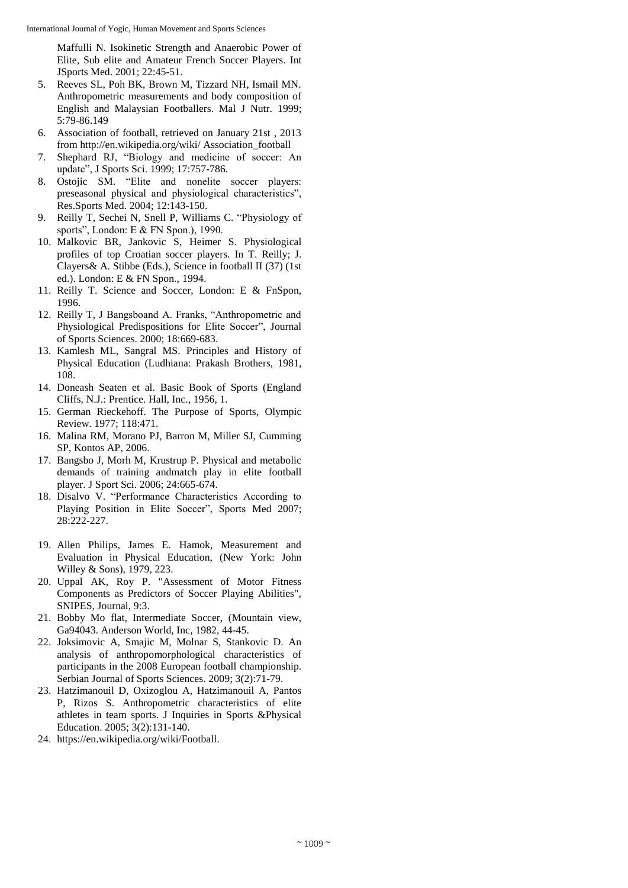Maffulli N. Isokinetic Strength and Anaerobic Power of Elite, Sub elite and Amateur French Soccer Players. Int JSports Med. 2001; 22:45-51.

5. Reeves SL, Poh BK, Brown M, Tizzard NH, Ismail MN. Anthropometric measurements and body composition of English and Malaysian Footballers. Mal J Nutr. 1999; 5:79-86.149
6. Association of football, retrieved on January 21st , 2013 from http://en.wikipedia.org/wiki/ Association_football
7. Shephard RJ, "Biology and medicine of soccer: An update", J Sports Sci. 1999; 17:757-786.
8. Ostojic SM. "Elite and nonelite soccer players: preseasonal physical and physiological characteristics", Res.Sports Med. 2004; 12:143-150.
9. Reilly T, Sechei N, Snell P, Williams C. "Physiology of sports", London: E & FN Spon.), 1990.
10. Malkovic BR, Jankovic S, Heimer S. Physiological profiles of top Croatian soccer players. In T. Reilly; J. Clayers& A. Stibbe (Eds.), Science in football II (37) (1st ed.). London: E & FN Spon., 1994.
11. Reilly T. Science and Soccer, London: E & FnSpon, 1996.
12. Reilly T, J Bangsboand A. Franks, "Anthropometric and Physiological Predispositions for Elite Soccer", Journal of Sports Sciences. 2000; 18:669-683.
13. Kamlesh ML, Sangral MS. Principles and History of Physical Education (Ludhiana: Prakash Brothers, 1981, 108.
14. Doneash Seaten et al. Basic Book of Sports (England Cliffs, N.J.: Prentice. Hall, Inc., 1956, 1.
15. German Rieckehoff. The Purpose of Sports, Olympic Review. 1977; 118:471.
16. Malina RM, Morano PJ, Barron M, Miller SJ, Cumming SP, Kontos AP, 2006.
17. Bangsbo J, Morh M, Krustrup P. Physical and metabolic demands of training andmatch play in elite football player. J Sport Sci. 2006; 24:665-674.
18. Disalvo V. "Performance Characteristics According to Playing Position in Elite Soccer", Sports Med 2007; 28:222-227.
19. Allen Philips, James E. Hamok, Measurement and Evaluation in Physical Education, (New York: John Willey & Sons), 1979, 223.
20. Uppal AK, Roy P. "Assessment of Motor Fitness Components as Predictors of Soccer Playing Abilities", SNIPES, Journal, 9:3.
21. Bobby Mo flat, Intermediate Soccer, (Mountain view, Ga94043. Anderson World, Inc, 1982, 44-45.
22. Joksimovic A, Smajic M, Molnar S, Stankovic D. An analysis of anthropomorphological characteristics of participants in the 2008 European football championship. Serbian Journal of Sports Sciences. 2009; 3(2):71-79.
23. Hatzimanouil D, Oxizoglou A, Hatzimanouil A, Pantos P, Rizos S. Anthropometric characteristics of elite athletes in team sports. J Inquiries in Sports &Physical Education. 2005; 3(2):131-140.
24. https://en.wikipedia.org/wiki/Football.